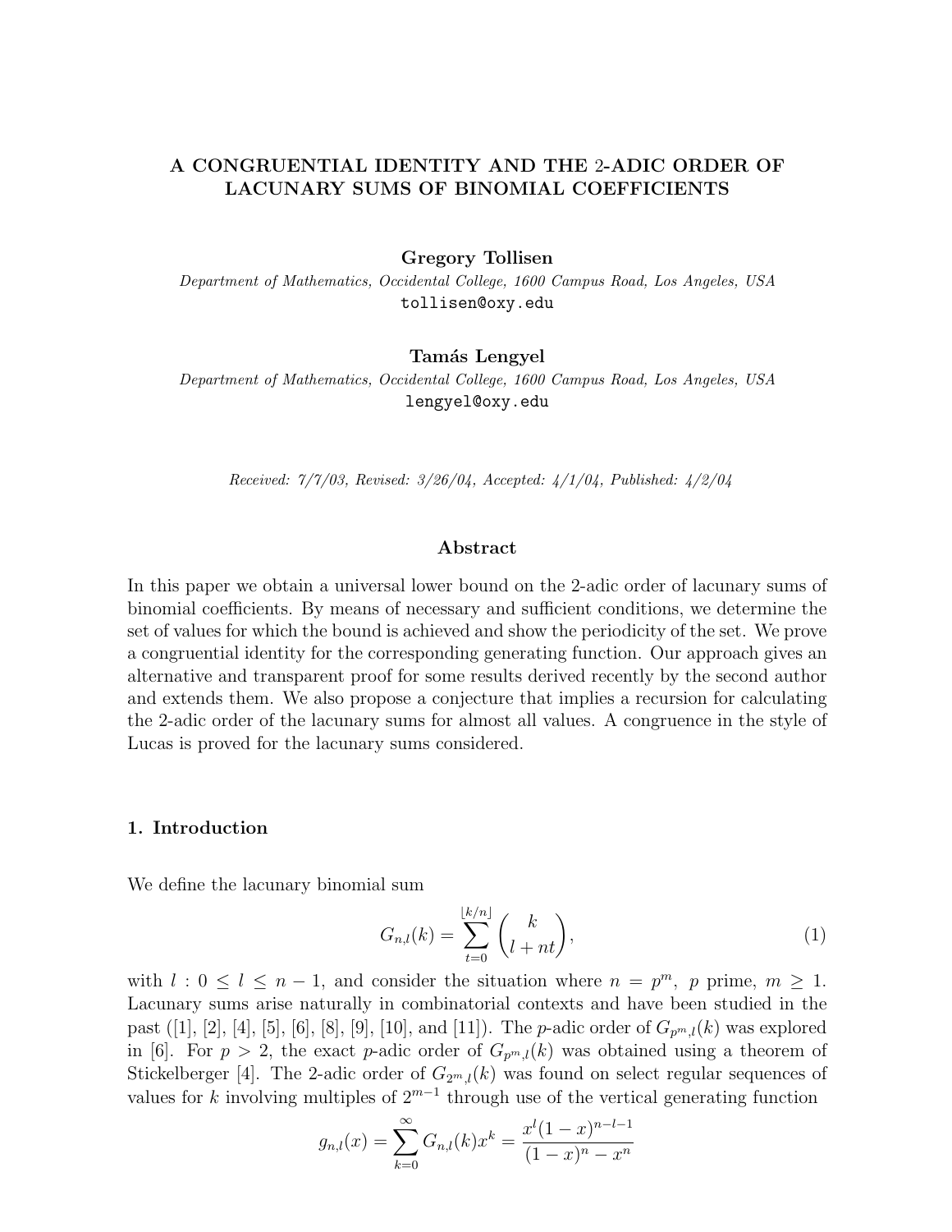# A CONGRUENTIAL IDENTITY AND THE 2-ADIC ORDER OF LACUNARY SUMS OF BINOMIAL COEFFICIENTS

**Gregory Tollisen**

*Department of Mathematics, Occidental College, 1600 Campus Road, Los Angeles, USA*
tollisen@oxy.edu

**Tamás Lengyel**

*Department of Mathematics, Occidental College, 1600 Campus Road, Los Angeles, USA*
lengyel@oxy.edu

*Received: 7/7/03, Revised: 3/26/04, Accepted: 4/1/04, Published: 4/2/04*

### Abstract

In this paper we obtain a universal lower bound on the 2-adic order of lacunary sums of binomial coefficients. By means of necessary and sufficient conditions, we determine the set of values for which the bound is achieved and show the periodicity of the set. We prove a congruential identity for the corresponding generating function. Our approach gives an alternative and transparent proof for some results derived recently by the second author and extends them. We also propose a conjecture that implies a recursion for calculating the 2-adic order of the lacunary sums for almost all values. A congruence in the style of Lucas is proved for the lacunary sums considered.

## 1. Introduction

We define the lacunary binomial sum

$$G_{n,l}(k) = \sum_{t=0}^{\lfloor k/n \rfloor} \binom{k}{l+nt}, \tag{1}$$

with $l : 0 \leq l \leq n-1$, and consider the situation where $n = p^m$, $p$ prime, $m \geq 1$. Lacunary sums arise naturally in combinatorial contexts and have been studied in the past ([1], [2], [4], [5], [6], [8], [9], [10], and [11]). The $p$-adic order of $G_{p^m,l}(k)$ was explored in [6]. For $p > 2$, the exact $p$-adic order of $G_{p^m,l}(k)$ was obtained using a theorem of Stickelberger [4]. The 2-adic order of $G_{2^m,l}(k)$ was found on select regular sequences of values for $k$ involving multiples of $2^{m-1}$ through use of the vertical generating function

$$g_{n,l}(x) = \sum_{k=0}^{\infty} G_{n,l}(k) x^k = \frac{x^l(1-x)^{n-l-1}}{(1-x)^n - x^n}$$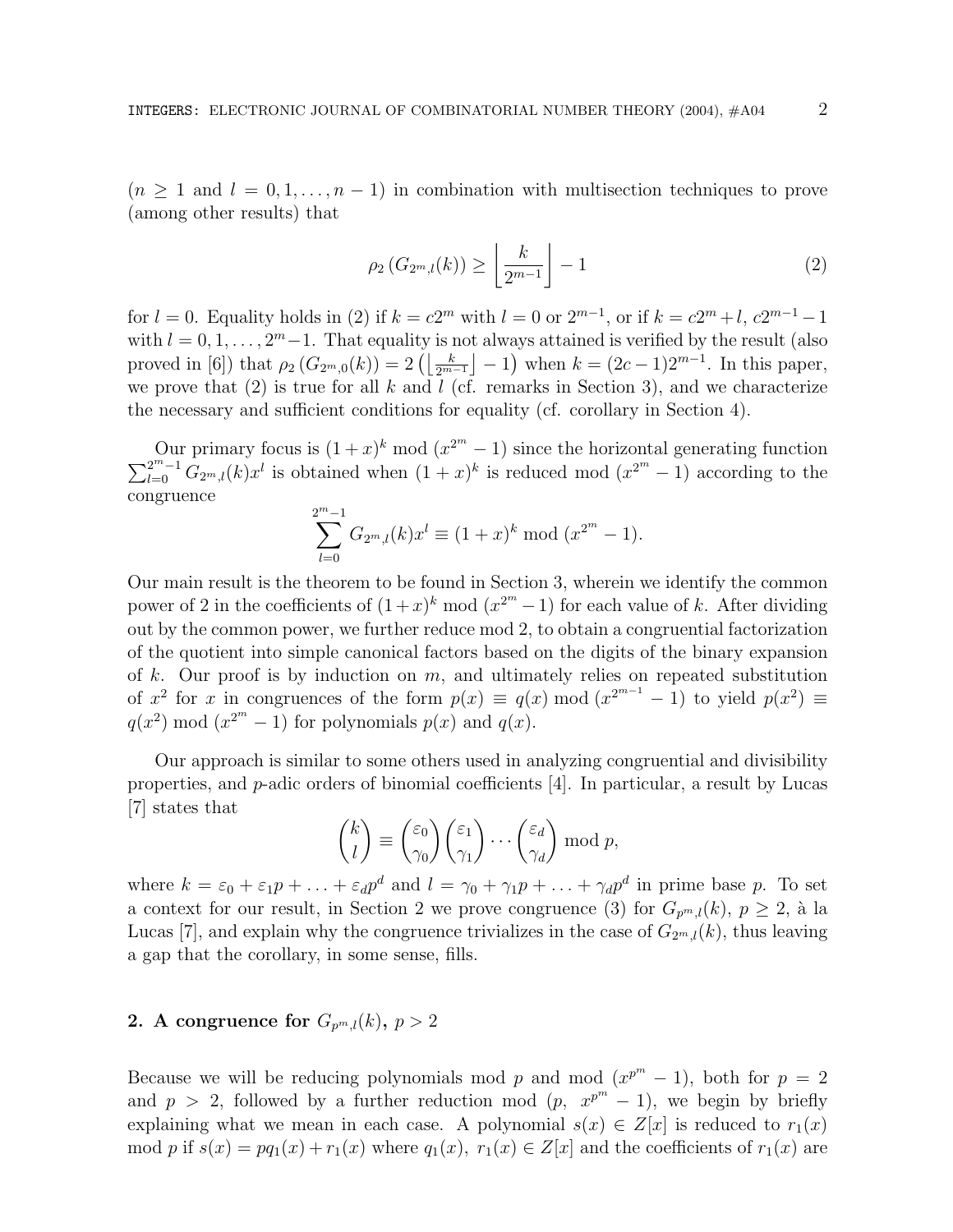($n \geq 1$ and $l = 0, 1, \ldots, n-1$) in combination with multisection techniques to prove (among other results) that

$$\rho_2 \left( G_{2^m,l}(k) \right) \geq \left\lfloor \frac{k}{2^{m-1}} \right\rfloor - 1 \tag{2}$$

for $l = 0$. Equality holds in (2) if $k = c2^m$ with $l = 0$ or $2^{m-1}$, or if $k = c2^m + l$, $c2^{m-1} - 1$ with $l = 0, 1, \ldots, 2^m - 1$. That equality is not always attained is verified by the result (also proved in [6]) that $\rho_2 \left( G_{2^m,0}(k) \right) = 2 \left( \left\lfloor \frac{k}{2^{m-1}} \right\rfloor - 1 \right)$ when $k = (2c-1)2^{m-1}$. In this paper, we prove that (2) is true for all $k$ and $l$ (cf. remarks in Section 3), and we characterize the necessary and sufficient conditions for equality (cf. corollary in Section 4).

Our primary focus is $(1+x)^k \bmod (x^{2^m} - 1)$ since the horizontal generating function $\sum_{l=0}^{2^m-1} G_{2^m,l}(k)x^l$ is obtained when $(1+x)^k$ is reduced mod $(x^{2^m} - 1)$ according to the congruence

$$\sum_{l=0}^{2^m-1} G_{2^m,l}(k)x^l \equiv (1+x)^k \bmod (x^{2^m} - 1).$$

Our main result is the theorem to be found in Section 3, wherein we identify the common power of 2 in the coefficients of $(1+x)^k \bmod (x^{2^m} - 1)$ for each value of $k$. After dividing out by the common power, we further reduce mod 2, to obtain a congruential factorization of the quotient into simple canonical factors based on the digits of the binary expansion of $k$. Our proof is by induction on $m$, and ultimately relies on repeated substitution of $x^2$ for $x$ in congruences of the form $p(x) \equiv q(x) \bmod (x^{2^{m-1}} - 1)$ to yield $p(x^2) \equiv q(x^2) \bmod (x^{2^m} - 1)$ for polynomials $p(x)$ and $q(x)$.

Our approach is similar to some others used in analyzing congruential and divisibility properties, and $p$-adic orders of binomial coefficients [4]. In particular, a result by Lucas [7] states that

$$\binom{k}{l} \equiv \binom{\varepsilon_0}{\gamma_0}\binom{\varepsilon_1}{\gamma_1} \cdots \binom{\varepsilon_d}{\gamma_d} \bmod p,$$

where $k = \varepsilon_0 + \varepsilon_1 p + \ldots + \varepsilon_d p^d$ and $l = \gamma_0 + \gamma_1 p + \ldots + \gamma_d p^d$ in prime base $p$. To set a context for our result, in Section 2 we prove congruence (3) for $G_{p^m,l}(k)$, $p \geq 2$, à la Lucas [7], and explain why the congruence trivializes in the case of $G_{2^m,l}(k)$, thus leaving a gap that the corollary, in some sense, fills.

## 2. A congruence for $G_{p^m,l}(k)$, $p > 2$

Because we will be reducing polynomials mod $p$ and mod $(x^{p^m} - 1)$, both for $p = 2$ and $p > 2$, followed by a further reduction mod $(p,\ x^{p^m} - 1)$, we begin by briefly explaining what we mean in each case. A polynomial $s(x) \in Z[x]$ is reduced to $r_1(x)$ mod $p$ if $s(x) = pq_1(x) + r_1(x)$ where $q_1(x),\ r_1(x) \in Z[x]$ and the coefficients of $r_1(x)$ are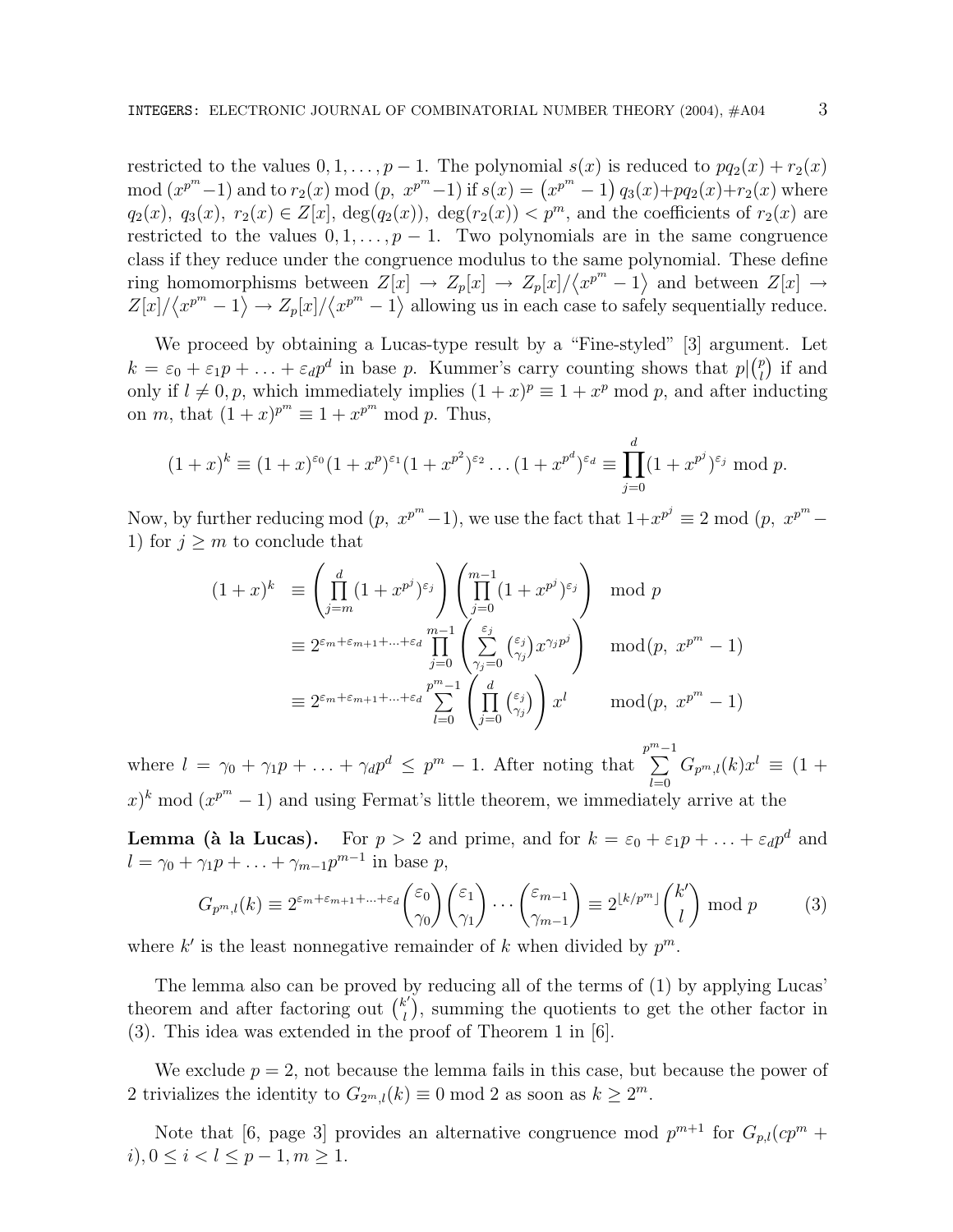restricted to the values $0, 1, \ldots, p-1$. The polynomial $s(x)$ is reduced to $pq_2(x) + r_2(x)$ mod $(x^{p^m}-1)$ and to $r_2(x)$ mod $(p,\ x^{p^m}-1)$ if $s(x) = \left(x^{p^m} - 1\right) q_3(x) + pq_2(x) + r_2(x)$ where $q_2(x),\ q_3(x),\ r_2(x) \in Z[x]$, $\deg(q_2(x)),\ \deg(r_2(x)) < p^m$, and the coefficients of $r_2(x)$ are restricted to the values $0, 1, \ldots, p-1$. Two polynomials are in the same congruence class if they reduce under the congruence modulus to the same polynomial. These define ring homomorphisms between $Z[x] \to Z_p[x] \to Z_p[x]/\langle x^{p^m} - 1\rangle$ and between $Z[x] \to Z[x]/\langle x^{p^m} - 1\rangle \to Z_p[x]/\langle x^{p^m} - 1\rangle$ allowing us in each case to safely sequentially reduce.

We proceed by obtaining a Lucas-type result by a "Fine-styled" [3] argument. Let $k = \varepsilon_0 + \varepsilon_1 p + \ldots + \varepsilon_d p^d$ in base $p$. Kummer's carry counting shows that $p | \binom{p}{l}$ if and only if $l \neq 0, p$, which immediately implies $(1+x)^p \equiv 1 + x^p \bmod p$, and after inducting on $m$, that $(1+x)^{p^m} \equiv 1 + x^{p^m} \bmod p$. Thus,

$$(1+x)^k \equiv (1+x)^{\varepsilon_0}(1+x^p)^{\varepsilon_1}(1+x^{p^2})^{\varepsilon_2}\ldots(1+x^{p^d})^{\varepsilon_d} \equiv \prod_{j=0}^{d}(1+x^{p^j})^{\varepsilon_j} \bmod p.$$

Now, by further reducing mod $(p,\ x^{p^m}-1)$, we use the fact that $1+x^{p^j} \equiv 2 \bmod (p,\ x^{p^m}-1)$ for $j \geq m$ to conclude that

$$\begin{aligned}
(1+x)^k &\equiv \left(\prod_{j=m}^{d}(1+x^{p^j})^{\varepsilon_j}\right)\left(\prod_{j=0}^{m-1}(1+x^{p^j})^{\varepsilon_j}\right) && \bmod p \\
&\equiv 2^{\varepsilon_m+\varepsilon_{m+1}+\ldots+\varepsilon_d}\prod_{j=0}^{m-1}\left(\sum_{\gamma_j=0}^{\varepsilon_j}\binom{\varepsilon_j}{\gamma_j}x^{\gamma_j p^j}\right) && \bmod (p,\ x^{p^m}-1) \\
&\equiv 2^{\varepsilon_m+\varepsilon_{m+1}+\ldots+\varepsilon_d}\sum_{l=0}^{p^m-1}\left(\prod_{j=0}^{d}\binom{\varepsilon_j}{\gamma_j}\right)x^l && \bmod (p,\ x^{p^m}-1)
\end{aligned}$$

where $l = \gamma_0 + \gamma_1 p + \ldots + \gamma_d p^d \leq p^m - 1$. After noting that $\sum_{l=0}^{p^m-1} G_{p^m,l}(k)x^l \equiv (1+x)^k \bmod (x^{p^m}-1)$ and using Fermat's little theorem, we immediately arrive at the

**Lemma (à la Lucas).** For $p > 2$ and prime, and for $k = \varepsilon_0 + \varepsilon_1 p + \ldots + \varepsilon_d p^d$ and $l = \gamma_0 + \gamma_1 p + \ldots + \gamma_{m-1}p^{m-1}$ in base $p$,

$$G_{p^m,l}(k) \equiv 2^{\varepsilon_m+\varepsilon_{m+1}+\ldots+\varepsilon_d}\binom{\varepsilon_0}{\gamma_0}\binom{\varepsilon_1}{\gamma_1}\cdots\binom{\varepsilon_{m-1}}{\gamma_{m-1}} \equiv 2^{\lfloor k/p^m\rfloor}\binom{k'}{l} \bmod p \tag{3}$$

where $k'$ is the least nonnegative remainder of $k$ when divided by $p^m$.

The lemma also can be proved by reducing all of the terms of (1) by applying Lucas' theorem and after factoring out $\binom{k'}{l}$, summing the quotients to get the other factor in (3). This idea was extended in the proof of Theorem 1 in [6].

We exclude $p = 2$, not because the lemma fails in this case, but because the power of 2 trivializes the identity to $G_{2^m,l}(k) \equiv 0 \bmod 2$ as soon as $k \geq 2^m$.

Note that [6, page 3] provides an alternative congruence mod $p^{m+1}$ for $G_{p,l}(cp^m + i), 0 \leq i < l \leq p-1, m \geq 1$.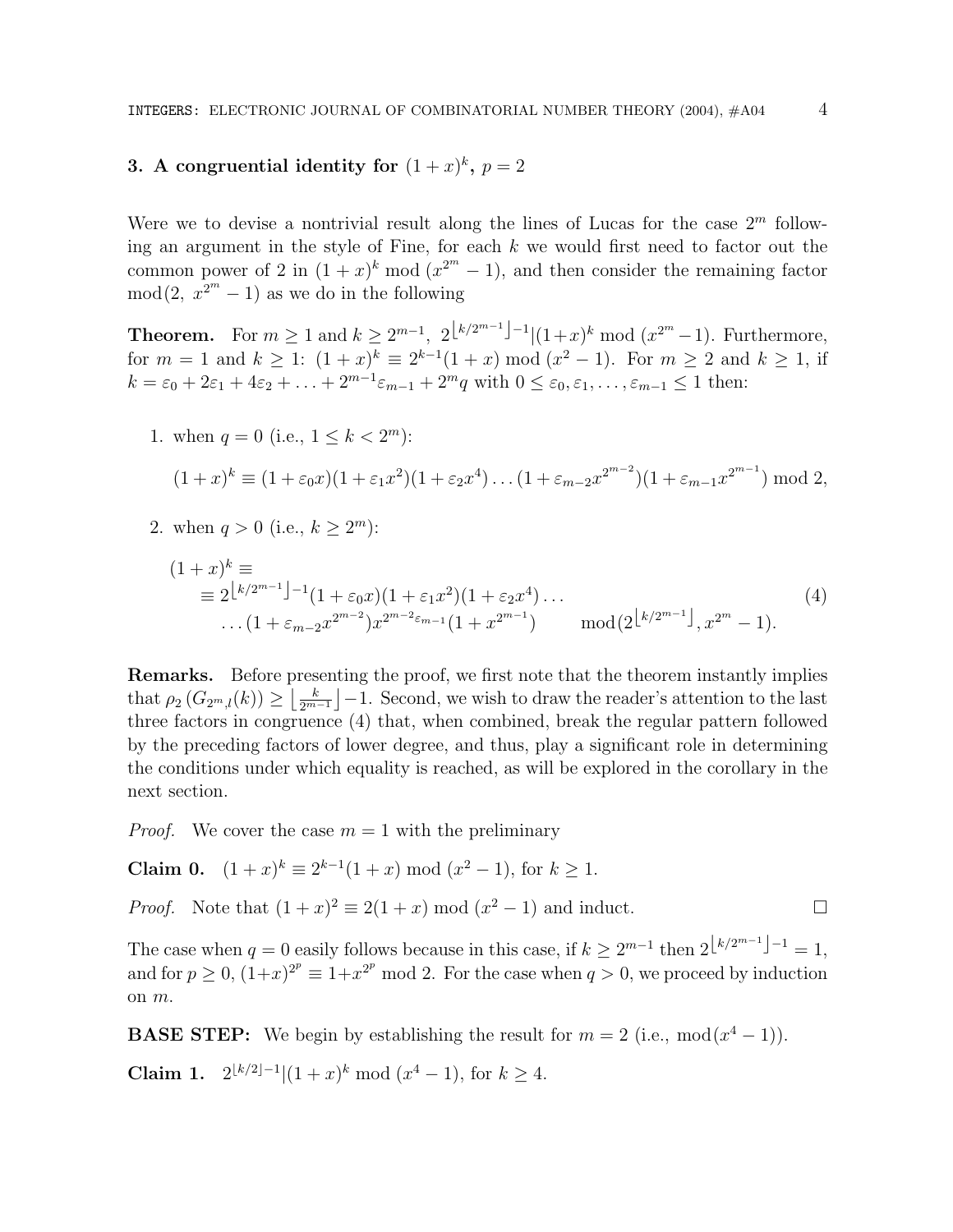## 3. A congruential identity for $(1+x)^k$, $p = 2$

Were we to devise a nontrivial result along the lines of Lucas for the case $2^m$ following an argument in the style of Fine, for each $k$ we would first need to factor out the common power of 2 in $(1+x)^k \bmod (x^{2^m}-1)$, and then consider the remaining factor $\bmod (2,\ x^{2^m}-1)$ as we do in the following

**Theorem.** For $m \geq 1$ and $k \geq 2^{m-1}$, $2^{\lfloor k/2^{m-1} \rfloor - 1} | (1+x)^k \bmod (x^{2^m}-1)$. Furthermore, for $m = 1$ and $k \geq 1$: $(1+x)^k \equiv 2^{k-1}(1+x) \bmod (x^2-1)$. For $m \geq 2$ and $k \geq 1$, if $k = \varepsilon_0 + 2\varepsilon_1 + 4\varepsilon_2 + \ldots + 2^{m-1}\varepsilon_{m-1} + 2^m q$ with $0 \leq \varepsilon_0, \varepsilon_1, \ldots, \varepsilon_{m-1} \leq 1$ then:

1. when $q = 0$ (i.e., $1 \leq k < 2^m$):

$$(1+x)^k \equiv (1+\varepsilon_0 x)(1+\varepsilon_1 x^2)(1+\varepsilon_2 x^4)\ldots(1+\varepsilon_{m-2}x^{2^{m-2}})(1+\varepsilon_{m-1}x^{2^{m-1}}) \bmod 2,$$

2. when $q > 0$ (i.e., $k \geq 2^m$):

$$\begin{aligned}(1+x)^k &\equiv \\ &\equiv 2^{\lfloor k/2^{m-1} \rfloor - 1}(1+\varepsilon_0 x)(1+\varepsilon_1 x^2)(1+\varepsilon_2 x^4)\ldots \\ &\quad \ldots(1+\varepsilon_{m-2}x^{2^{m-2}})x^{2^{m-2}\varepsilon_{m-1}}(1+x^{2^{m-1}}) \qquad \bmod (2^{\lfloor k/2^{m-1} \rfloor}, x^{2^m}-1).\end{aligned} \tag{4}$$

**Remarks.** Before presenting the proof, we first note that the theorem instantly implies that $\rho_2(G_{2^m,l}(k)) \geq \left\lfloor \frac{k}{2^{m-1}} \right\rfloor - 1$. Second, we wish to draw the reader's attention to the last three factors in congruence (4) that, when combined, break the regular pattern followed by the preceding factors of lower degree, and thus, play a significant role in determining the conditions under which equality is reached, as will be explored in the corollary in the next section.

*Proof.* We cover the case $m = 1$ with the preliminary

**Claim 0.** $(1+x)^k \equiv 2^{k-1}(1+x) \bmod (x^2-1)$, for $k \geq 1$.

*Proof.* Note that $(1+x)^2 \equiv 2(1+x) \bmod (x^2-1)$ and induct. $\square$

The case when $q = 0$ easily follows because in this case, if $k \geq 2^{m-1}$ then $2^{\lfloor k/2^{m-1} \rfloor - 1} = 1$, and for $p \geq 0$, $(1+x)^{2^p} \equiv 1 + x^{2^p} \bmod 2$. For the case when $q > 0$, we proceed by induction on $m$.

**BASE STEP:** We begin by establishing the result for $m = 2$ (i.e., $\bmod (x^4-1)$).

**Claim 1.** $2^{\lfloor k/2 \rfloor - 1} | (1+x)^k \bmod (x^4-1)$, for $k \geq 4$.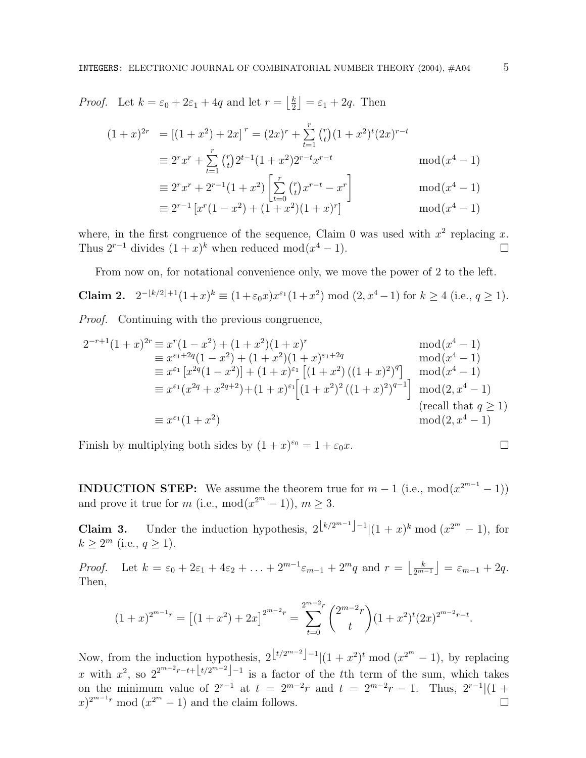*Proof.* Let $k = \varepsilon_0 + 2\varepsilon_1 + 4q$ and let $r = \left\lfloor \frac{k}{2} \right\rfloor = \varepsilon_1 + 2q$. Then

$$
\begin{aligned}
(1+x)^{2r} &= \left[(1+x^2) + 2x\right]^r = (2x)^r + \sum_{t=1}^{r} \binom{r}{t} (1+x^2)^t (2x)^{r-t} \\
&\equiv 2^r x^r + \sum_{t=1}^{r} \binom{r}{t} 2^{t-1}(1+x^2) 2^{r-t} x^{r-t} && \bmod (x^4-1) \\
&\equiv 2^r x^r + 2^{r-1}(1+x^2)\left[\sum_{t=0}^{r} \binom{r}{t} x^{r-t} - x^r\right] && \bmod (x^4-1) \\
&\equiv 2^{r-1}\left[x^r(1-x^2) + (1+x^2)(1+x)^r\right] && \bmod (x^4-1)
\end{aligned}
$$

where, in the first congruence of the sequence, Claim 0 was used with $x^2$ replacing $x$. Thus $2^{r-1}$ divides $(1+x)^k$ when reduced $\bmod (x^4-1)$. $\square$

From now on, for notational convenience only, we move the power of 2 to the left.

**Claim 2.** $2^{-\lfloor k/2 \rfloor + 1}(1+x)^k \equiv (1+\varepsilon_0 x)x^{\varepsilon_1}(1+x^2) \bmod (2, x^4-1)$ for $k \geq 4$ (i.e., $q \geq 1$).

*Proof.* Continuing with the previous congruence,

$$
\begin{aligned}
2^{-r+1}(1+x)^{2r} &\equiv x^r(1-x^2) + (1+x^2)(1+x)^r && \bmod (x^4-1) \\
&\equiv x^{\varepsilon_1+2q}(1-x^2) + (1+x^2)(1+x)^{\varepsilon_1+2q} && \bmod (x^4-1) \\
&\equiv x^{\varepsilon_1}\left[x^{2q}(1-x^2)\right] + (1+x)^{\varepsilon_1}\left[(1+x^2)\left((1+x)^2\right)^q\right] && \bmod (x^4-1) \\
&\equiv x^{\varepsilon_1}(x^{2q}+x^{2q+2}) + (1+x)^{\varepsilon_1}\Big[(1+x^2)^2\left((1+x)^2\right)^{q-1}\Big] && \bmod (2, x^4-1) \\
& && \text{(recall that } q \geq 1) \\
&\equiv x^{\varepsilon_1}(1+x^2) && \bmod (2, x^4-1)
\end{aligned}
$$

Finish by multiplying both sides by $(1+x)^{\varepsilon_0} = 1+\varepsilon_0 x$. $\square$

**INDUCTION STEP:** We assume the theorem true for $m-1$ (i.e., $\bmod (x^{2^{m-1}}-1)$) and prove it true for $m$ (i.e., $\bmod (x^{2^m}-1)$), $m \geq 3$.

**Claim 3.** Under the induction hypothesis, $2^{\lfloor k/2^{m-1} \rfloor - 1} | (1+x)^k \bmod (x^{2^m}-1)$, for $k \geq 2^m$ (i.e., $q \geq 1$).

*Proof.* Let $k = \varepsilon_0 + 2\varepsilon_1 + 4\varepsilon_2 + \ldots + 2^{m-1}\varepsilon_{m-1} + 2^m q$ and $r = \left\lfloor \frac{k}{2^{m-1}} \right\rfloor = \varepsilon_{m-1} + 2q$. Then,

$$
(1+x)^{2^{m-1}r} = \left[(1+x^2) + 2x\right]^{2^{m-2}r} = \sum_{t=0}^{2^{m-2}r} \binom{2^{m-2}r}{t} (1+x^2)^t (2x)^{2^{m-2}r-t}.
$$

Now, from the induction hypothesis, $2^{\lfloor t/2^{m-2} \rfloor - 1} | (1+x^2)^t \bmod (x^{2^m}-1)$, by replacing $x$ with $x^2$, so $2^{2^{m-2}r - t + \lfloor t/2^{m-2} \rfloor - 1}$ is a factor of the $t$th term of the sum, which takes on the minimum value of $2^{r-1}$ at $t = 2^{m-2}r$ and $t = 2^{m-2}r - 1$. Thus, $2^{r-1} | (1+x)^{2^{m-1}r} \bmod (x^{2^m}-1)$ and the claim follows. $\square$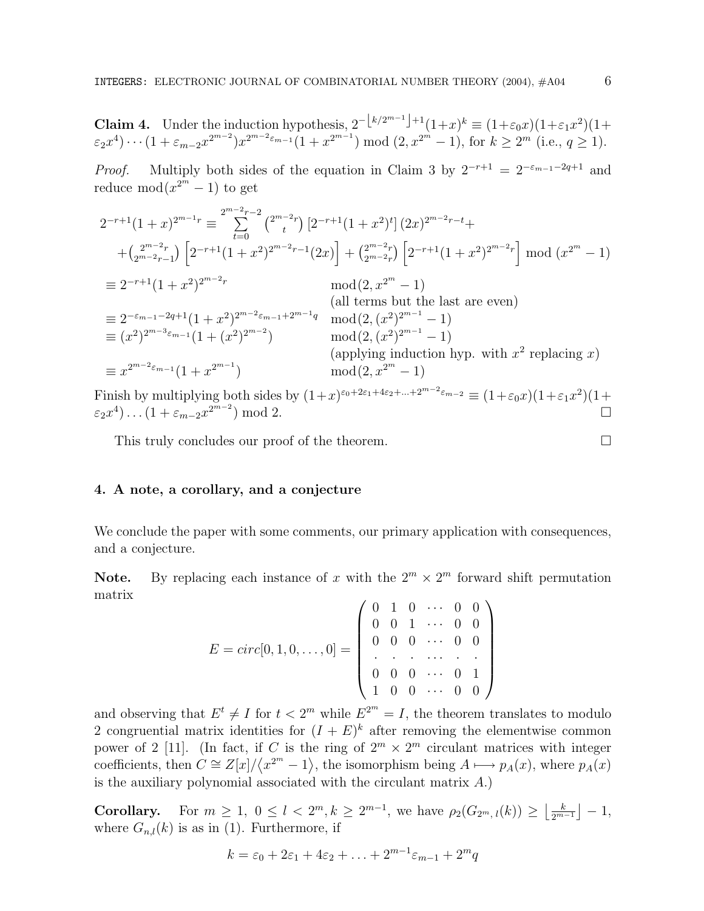**Claim 4.** Under the induction hypothesis, $2^{-\lfloor k/2^{m-1}\rfloor+1}(1+x)^k \equiv (1+\varepsilon_0 x)(1+\varepsilon_1 x^2)(1+\varepsilon_2 x^4)\cdots(1+\varepsilon_{m-2}x^{2^{m-2}})x^{2^{m-2}\varepsilon_{m-1}}(1+x^{2^{m-1}}) \bmod (2, x^{2^m}-1)$, for $k \geq 2^m$ (i.e., $q \geq 1$).

*Proof.* Multiply both sides of the equation in Claim 3 by $2^{-r+1} = 2^{-\varepsilon_{m-1}-2q+1}$ and reduce $\bmod (x^{2^m}-1)$ to get

$$
\begin{aligned}
2^{-r+1}(1+x)^{2^{m-1}r} &\equiv \sum_{t=0}^{2^{m-2}r-2} \binom{2^{m-2}r}{t} \left[2^{-r+1}(1+x^2)^t\right](2x)^{2^{m-2}r-t} + \\
&\quad + \binom{2^{m-2}r}{2^{m-2}r-1}\left[2^{-r+1}(1+x^2)^{2^{m-2}r-1}(2x)\right] + \binom{2^{m-2}r}{2^{m-2}r}\left[2^{-r+1}(1+x^2)^{2^{m-2}r}\right] \bmod (x^{2^m}-1) \\
&\equiv 2^{-r+1}(1+x^2)^{2^{m-2}r} \qquad \bmod (2, x^{2^m}-1) \\
&\qquad \text{(all terms but the last are even)} \\
&\equiv 2^{-\varepsilon_{m-1}-2q+1}(1+x^2)^{2^{m-2}\varepsilon_{m-1}+2^{m-1}q} \qquad \bmod (2, (x^2)^{2^{m-1}}-1) \\
&\equiv (x^2)^{2^{m-3}\varepsilon_{m-1}}(1+(x^2)^{2^{m-2}}) \qquad \bmod (2, (x^2)^{2^{m-1}}-1) \\
&\qquad \text{(applying induction hyp. with } x^2 \text{ replacing } x\text{)} \\
&\equiv x^{2^{m-2}\varepsilon_{m-1}}(1+x^{2^{m-1}}) \qquad \bmod (2, x^{2^m}-1)
\end{aligned}
$$

Finish by multiplying both sides by $(1+x)^{\varepsilon_0+2\varepsilon_1+4\varepsilon_2+\ldots+2^{m-2}\varepsilon_{m-2}} \equiv (1+\varepsilon_0 x)(1+\varepsilon_1 x^2)(1+\varepsilon_2 x^4)\ldots(1+\varepsilon_{m-2}x^{2^{m-2}}) \bmod 2$. □

This truly concludes our proof of the theorem. □

## 4. A note, a corollary, and a conjecture

We conclude the paper with some comments, our primary application with consequences, and a conjecture.

**Note.** By replacing each instance of $x$ with the $2^m \times 2^m$ forward shift permutation matrix

$$
E = circ[0,1,0,\ldots,0] = \begin{pmatrix} 0 & 1 & 0 & \cdots & 0 & 0 \\ 0 & 0 & 1 & \cdots & 0 & 0 \\ 0 & 0 & 0 & \cdots & 0 & 0 \\ \cdot & \cdot & \cdot & \cdots & \cdot & \cdot \\ 0 & 0 & 0 & \cdots & 0 & 1 \\ 1 & 0 & 0 & \cdots & 0 & 0 \end{pmatrix}
$$

and observing that $E^t \neq I$ for $t < 2^m$ while $E^{2^m} = I$, the theorem translates to modulo 2 congruential matrix identities for $(I+E)^k$ after removing the elementwise common power of 2 [11]. (In fact, if $C$ is the ring of $2^m \times 2^m$ circulant matrices with integer coefficients, then $C \cong Z[x]/\langle x^{2^m}-1\rangle$, the isomorphism being $A \longmapsto p_A(x)$, where $p_A(x)$ is the auxiliary polynomial associated with the circulant matrix $A$.)

**Corollary.** For $m \geq 1,\ 0 \leq l < 2^m, k \geq 2^{m-1}$, we have $\rho_2(G_{2^m,\,l}(k)) \geq \left\lfloor \frac{k}{2^{m-1}} \right\rfloor - 1$, where $G_{n,l}(k)$ is as in (1). Furthermore, if

$$
k = \varepsilon_0 + 2\varepsilon_1 + 4\varepsilon_2 + \ldots + 2^{m-1}\varepsilon_{m-1} + 2^m q
$$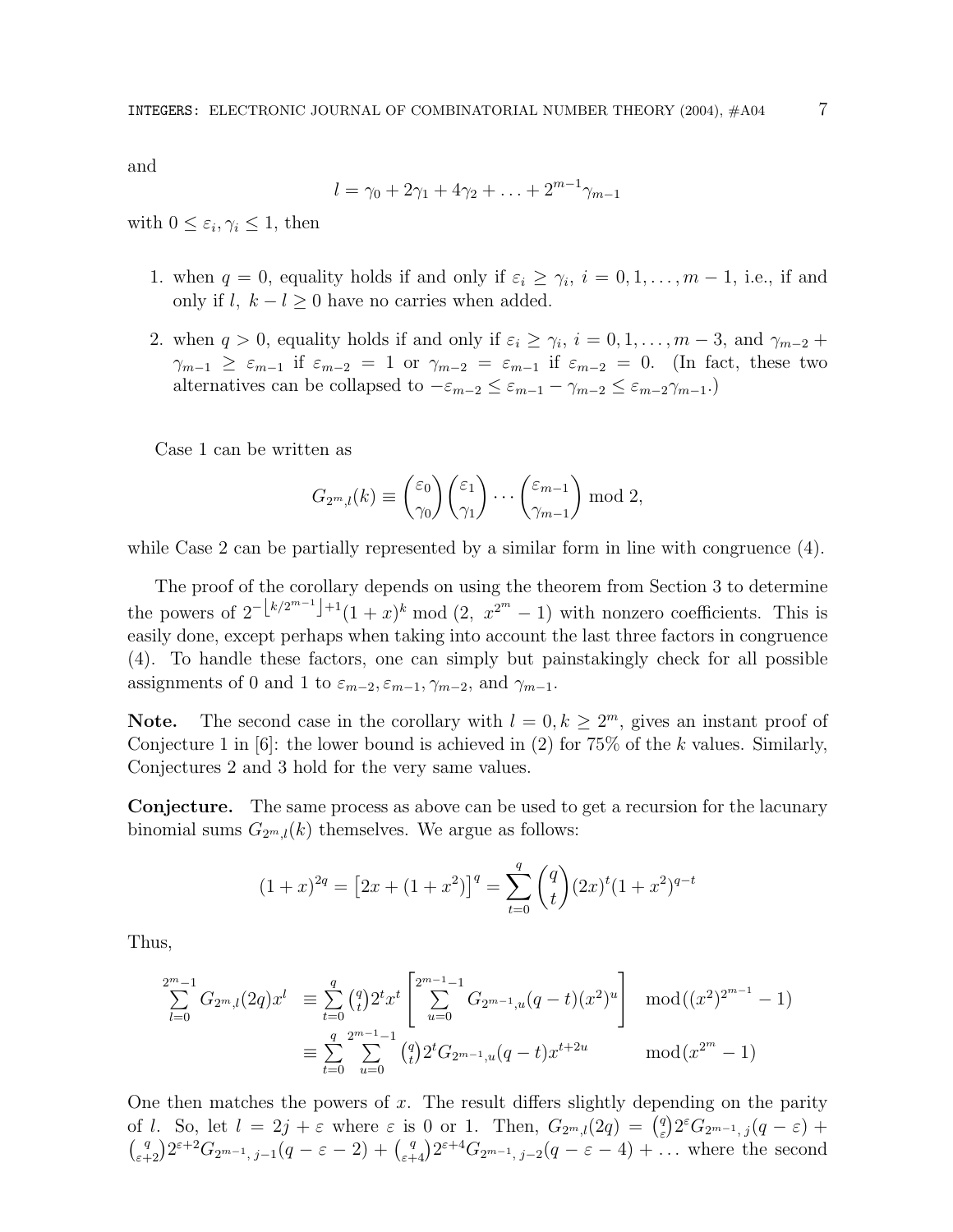and

$$l = \gamma_0 + 2\gamma_1 + 4\gamma_2 + \ldots + 2^{m-1}\gamma_{m-1}$$

with $0 \le \varepsilon_i, \gamma_i \le 1$, then

1. when $q = 0$, equality holds if and only if $\varepsilon_i \ge \gamma_i$, $i = 0, 1, \ldots, m-1$, i.e., if and only if $l$, $k - l \ge 0$ have no carries when added.
2. when $q > 0$, equality holds if and only if $\varepsilon_i \ge \gamma_i$, $i = 0, 1, \ldots, m-3$, and $\gamma_{m-2} + \gamma_{m-1} \ge \varepsilon_{m-1}$ if $\varepsilon_{m-2} = 1$ or $\gamma_{m-2} = \varepsilon_{m-1}$ if $\varepsilon_{m-2} = 0$. (In fact, these two alternatives can be collapsed to $-\varepsilon_{m-2} \le \varepsilon_{m-1} - \gamma_{m-2} \le \varepsilon_{m-2}\gamma_{m-1}$.)

Case 1 can be written as

$$G_{2^m,l}(k) \equiv \binom{\varepsilon_0}{\gamma_0}\binom{\varepsilon_1}{\gamma_1}\cdots\binom{\varepsilon_{m-1}}{\gamma_{m-1}} \bmod 2,$$

while Case 2 can be partially represented by a similar form in line with congruence (4).

The proof of the corollary depends on using the theorem from Section 3 to determine the powers of $2^{-\lfloor k/2^{m-1}\rfloor+1}(1+x)^k \bmod (2,\ x^{2^m}-1)$ with nonzero coefficients. This is easily done, except perhaps when taking into account the last three factors in congruence (4). To handle these factors, one can simply but painstakingly check for all possible assignments of 0 and 1 to $\varepsilon_{m-2}, \varepsilon_{m-1}, \gamma_{m-2}$, and $\gamma_{m-1}$.

**Note.** The second case in the corollary with $l = 0, k \ge 2^m$, gives an instant proof of Conjecture 1 in [6]: the lower bound is achieved in (2) for 75% of the $k$ values. Similarly, Conjectures 2 and 3 hold for the very same values.

**Conjecture.** The same process as above can be used to get a recursion for the lacunary binomial sums $G_{2^m,l}(k)$ themselves. We argue as follows:

$$(1+x)^{2q} = \left[2x + (1+x^2)\right]^q = \sum_{t=0}^{q}\binom{q}{t}(2x)^t(1+x^2)^{q-t}$$

Thus,

$$\begin{aligned}
\sum_{l=0}^{2^m-1} G_{2^m,l}(2q)x^l &\equiv \sum_{t=0}^{q}\tbinom{q}{t}2^t x^t\left[\sum_{u=0}^{2^{m-1}-1} G_{2^{m-1},u}(q-t)(x^2)^u\right] \mod ((x^2)^{2^{m-1}}-1) \\
&\equiv \sum_{t=0}^{q}\sum_{u=0}^{2^{m-1}-1}\tbinom{q}{t}2^t G_{2^{m-1},u}(q-t)x^{t+2u} \qquad \mod (x^{2^m}-1)
\end{aligned}$$

One then matches the powers of $x$. The result differs slightly depending on the parity of $l$. So, let $l = 2j + \varepsilon$ where $\varepsilon$ is 0 or 1. Then, $G_{2^m,l}(2q) = \binom{q}{\varepsilon}2^\varepsilon G_{2^{m-1},\,j}(q-\varepsilon) + \binom{q}{\varepsilon+2}2^{\varepsilon+2}G_{2^{m-1},\,j-1}(q-\varepsilon-2) + \binom{q}{\varepsilon+4}2^{\varepsilon+4}G_{2^{m-1},\,j-2}(q-\varepsilon-4) + \ldots$ where the second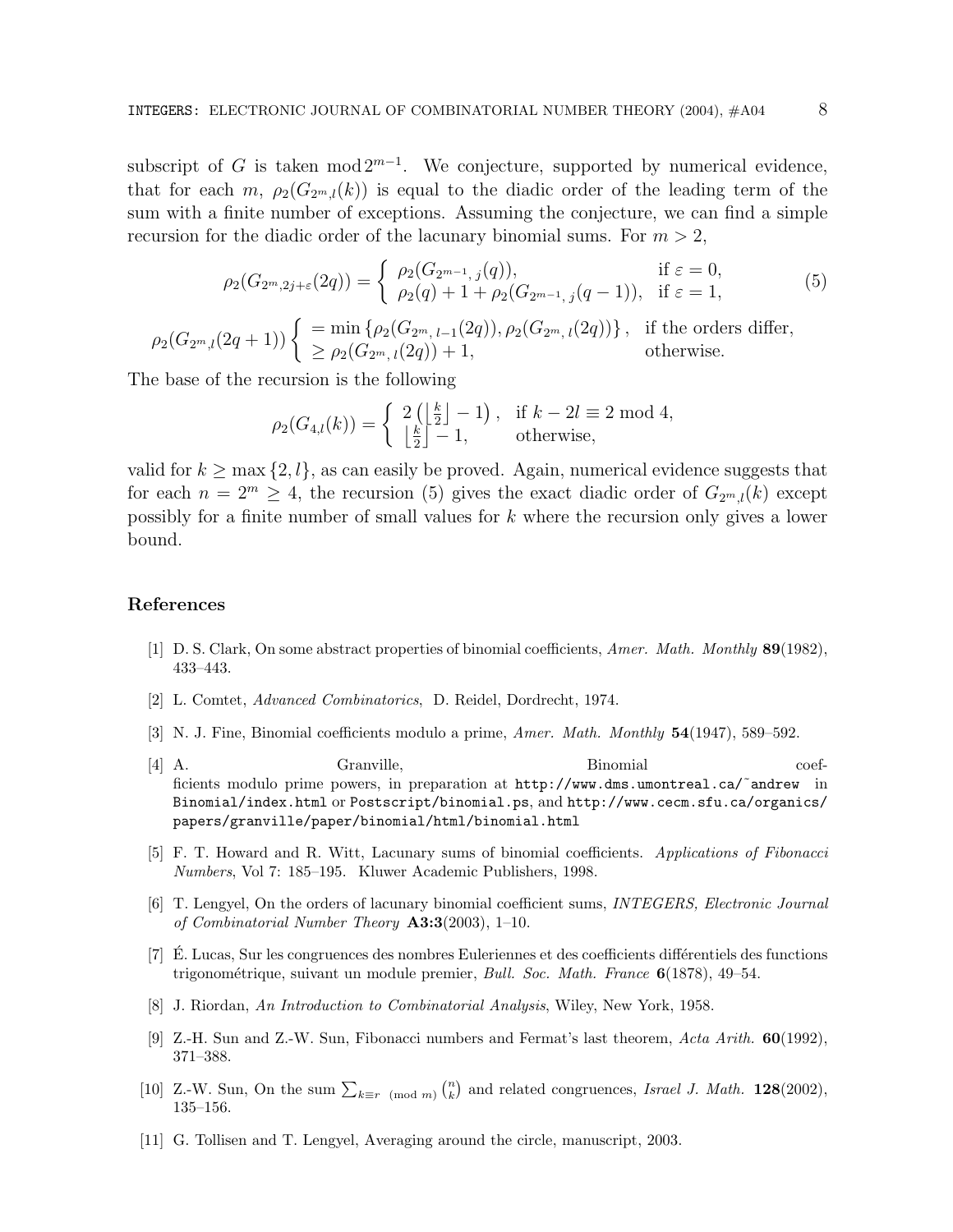subscript of $G$ is taken $\bmod 2^{m-1}$. We conjecture, supported by numerical evidence, that for each $m$, $\rho_2(G_{2^m,l}(k))$ is equal to the diadic order of the leading term of the sum with a finite number of exceptions. Assuming the conjecture, we can find a simple recursion for the diadic order of the lacunary binomial sums. For $m > 2$,

$$\rho_2(G_{2^m,2j+\varepsilon}(2q)) = \begin{cases} \rho_2(G_{2^{m-1},\,j}(q)), & \text{if } \varepsilon = 0, \\ \rho_2(q) + 1 + \rho_2(G_{2^{m-1},\,j}(q-1)), & \text{if } \varepsilon = 1, \end{cases} \tag{5}$$

$$\rho_2(G_{2^m,l}(2q+1)) \begin{cases} = \min\{\rho_2(G_{2^m,\,l-1}(2q)), \rho_2(G_{2^m,\,l}(2q))\}, & \text{if the orders differ,} \\ \geq \rho_2(G_{2^m,\,l}(2q)) + 1, & \text{otherwise.} \end{cases}$$

The base of the recursion is the following

$$\rho_2(G_{4,l}(k)) = \begin{cases} 2\left(\left\lfloor \frac{k}{2} \right\rfloor - 1\right), & \text{if } k - 2l \equiv 2 \bmod 4, \\ \left\lfloor \frac{k}{2} \right\rfloor - 1, & \text{otherwise,} \end{cases}$$

valid for $k \geq \max\{2, l\}$, as can easily be proved. Again, numerical evidence suggests that for each $n = 2^m \geq 4$, the recursion (5) gives the exact diadic order of $G_{2^m,l}(k)$ except possibly for a finite number of small values for $k$ where the recursion only gives a lower bound.

## References

[1] D. S. Clark, On some abstract properties of binomial coefficients, *Amer. Math. Monthly* **89**(1982), 433–443.

[2] L. Comtet, *Advanced Combinatorics*, D. Reidel, Dordrecht, 1974.

[3] N. J. Fine, Binomial coefficients modulo a prime, *Amer. Math. Monthly* **54**(1947), 589–592.

[4] A. Granville, Binomial coefficients modulo prime powers, in preparation at http://www.dms.umontreal.ca/~andrew in Binomial/index.html or Postscript/binomial.ps, and http://www.cecm.sfu.ca/organics/papers/granville/paper/binomial/html/binomial.html

[5] F. T. Howard and R. Witt, Lacunary sums of binomial coefficients. *Applications of Fibonacci Numbers*, Vol 7: 185–195. Kluwer Academic Publishers, 1998.

[6] T. Lengyel, On the orders of lacunary binomial coefficient sums, *INTEGERS, Electronic Journal of Combinatorial Number Theory* **A3:3**(2003), 1–10.

[7] É. Lucas, Sur les congruences des nombres Euleriennes et des coefficients différentiels des functions trigonométrique, suivant un module premier, *Bull. Soc. Math. France* **6**(1878), 49–54.

[8] J. Riordan, *An Introduction to Combinatorial Analysis*, Wiley, New York, 1958.

[9] Z.-H. Sun and Z.-W. Sun, Fibonacci numbers and Fermat's last theorem, *Acta Arith.* **60**(1992), 371–388.

[10] Z.-W. Sun, On the sum $\sum_{k\equiv r \pmod m} \binom{n}{k}$ and related congruences, *Israel J. Math.* **128**(2002), 135–156.

[11] G. Tollisen and T. Lengyel, Averaging around the circle, manuscript, 2003.